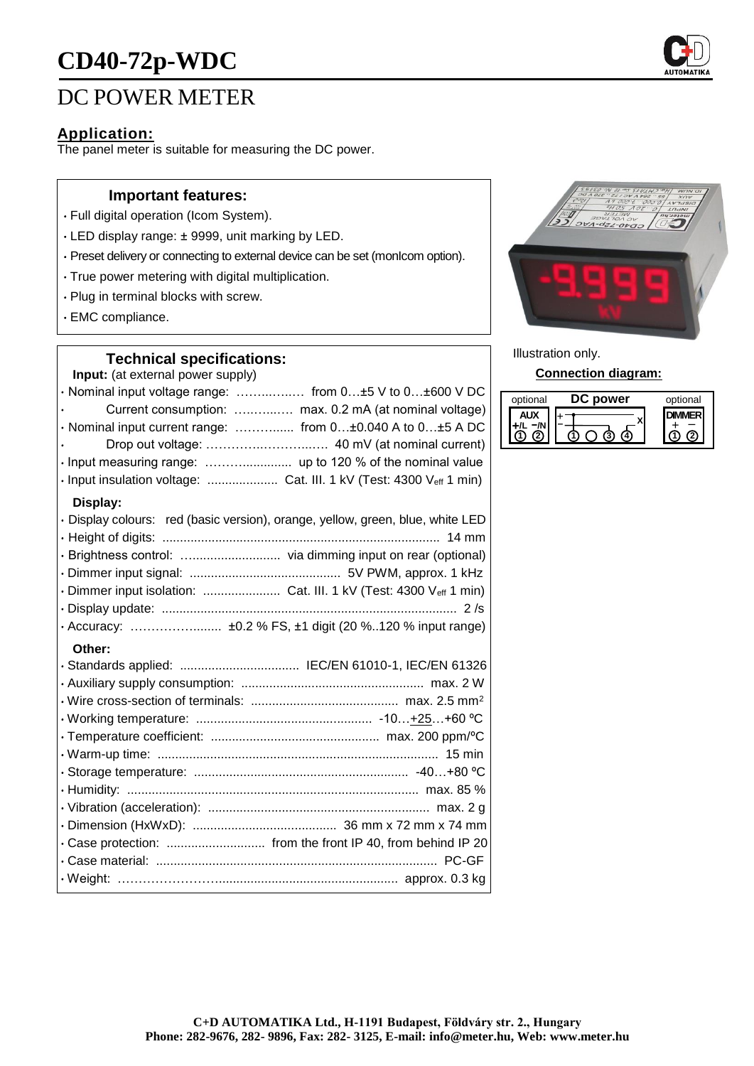# CD40-72p-WDC

## DC POWER METER

### Application:

The panel meter is suitable for measuring the DC power.

#### Important features:

- Full digital operation (Icom System).
- LED display range: ± 9999, unit marking by LED.
- Preset delivery or connecting to external device can be set (monIcom option).
- True power metering with digital multiplication.
- Plug in terminal blocks with screw.
- EMC compliance.

#### Technical specifications:

**Input:** (at external power supply)

- Nominal input voltage range: …………… from 0…±5 V to 0…±600 V DC
- Current consumption: …………… max. 0.2 mA (at nominal voltage)
- Nominal input current range: ………….. from 0…±0.040 A to 0…±5 A DC
- Drop out voltage: ……………………… 40 mV (at nominal current)
- Input measuring range: ……………… up to 120 % of the nominal value
- Input insulation voltage: ................... Cat. III. 1 kV (Test: 4300 $V_{eff}$ 1 min)

**Display:**

- Display colours: red (basic version), orange, yellow, green, blue, white LED
- Height of digits: ........................................................................ 14 mm
- Brightness control: ........................... via dimming input on rear (optional)
- Dimmer input signal: ........................................... 5V PWM, approx. 1 kHz
- Dimmer input isolation: ...................... Cat. III. 1 kV (Test: 4300 $V_{eff}$ 1 min)
- Display update: .................................................................................. 2 /s
- Accuracy: ………………...... ±0.2 % FS, ±1 digit (20 %..120 % input range)

**Other:**

- Standards applied: .................................. IEC/EN 61010-1, IEC/EN 61326
- Auxiliary supply consumption: .................................................... max. 2 W
- Wire cross-section of terminals: .......................................... max. 2.5 mm²
- Working temperature: .................................................. -10…+25…+60 ºC
- Temperature coefficient: ............................................... max. 200 ppm/ºC
- Warm-up time: ................................................................................ 15 min
- Storage temperature: ............................................................. -40…+80 ºC
- Humidity: .................................................................................. max. 85 %
- Vibration (acceleration): ............................................................... max. 2 g
- Dimension (HxWxD): ......................................... 36 mm x 72 mm x 74 mm
- Case protection: ............................ from the front IP 40, from behind IP 20
- Case material: ............................................................................... PC-GF
- Weight: ………………………................................................... approx. 0.3 kg

Illustration only.

**Connection diagram:**

| optional | DC power | optional |
| --- | --- | --- |
| AUX +/L −/N ① ② | + − X ① ○ ③ ④ | DIMMER + − ① ② |

C+D AUTOMATIKA Ltd., H-1191 Budapest, Földváry str. 2., Hungary
Phone: 282-9676, 282- 9896, Fax: 282- 3125, E-mail: info@meter.hu, Web: www.meter.hu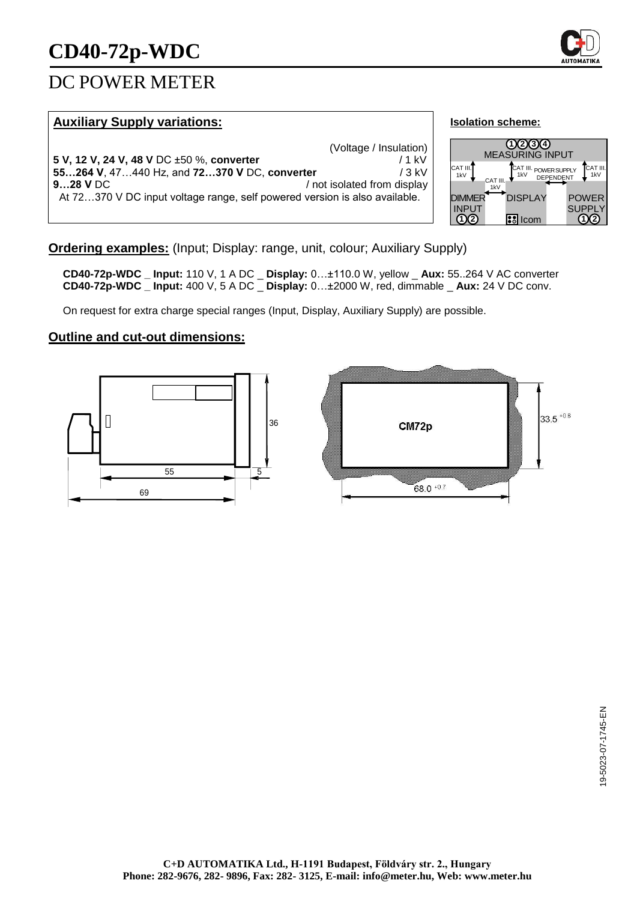# CD40-72p-WDC

## DC POWER METER

### Auxiliary Supply variations:

(Voltage / Insulation)

**5 V, 12 V, 24 V, 48 V** DC ±50 %, **converter** / 1 kV
**55…264 V**, 47…440 Hz, and **72…370 V** DC, **converter** / 3 kV
**9…28 V** DC / not isolated from display

At 72…370 V DC input voltage range, self powered version is also available.

### Isolation scheme:

①②③④
MEASURING INPUT
CAT III. 1kV
CAT III. 1kV
CAT III. 1kV
POWER SUPPLY DEPENDENT
CAT III. 1kV
DIMMER INPUT ①②
DISPLAY
Icom
POWER SUPPLY ①②

### Ordering examples: (Input; Display: range, unit, colour; Auxiliary Supply)

**CD40-72p-WDC _ Input:** 110 V, 1 A DC _ **Display:** 0…±110.0 W, yellow _ **Aux:** 55..264 V AC converter
**CD40-72p-WDC _ Input:** 400 V, 5 A DC _ **Display:** 0…±2000 W, red, dimmable _ **Aux:** 24 V DC conv.

On request for extra charge special ranges (Input, Display, Auxiliary Supply) are possible.

### Outline and cut-out dimensions:

36
55
5
69

CM72p
33.5 +0.8
68.0 +0.7

19-5023-07-1745-EN

**C+D AUTOMATIKA Ltd., H-1191 Budapest, Földváry str. 2., Hungary**
**Phone: 282-9676, 282- 9896, Fax: 282- 3125, E-mail: info@meter.hu, Web: www.meter.hu**